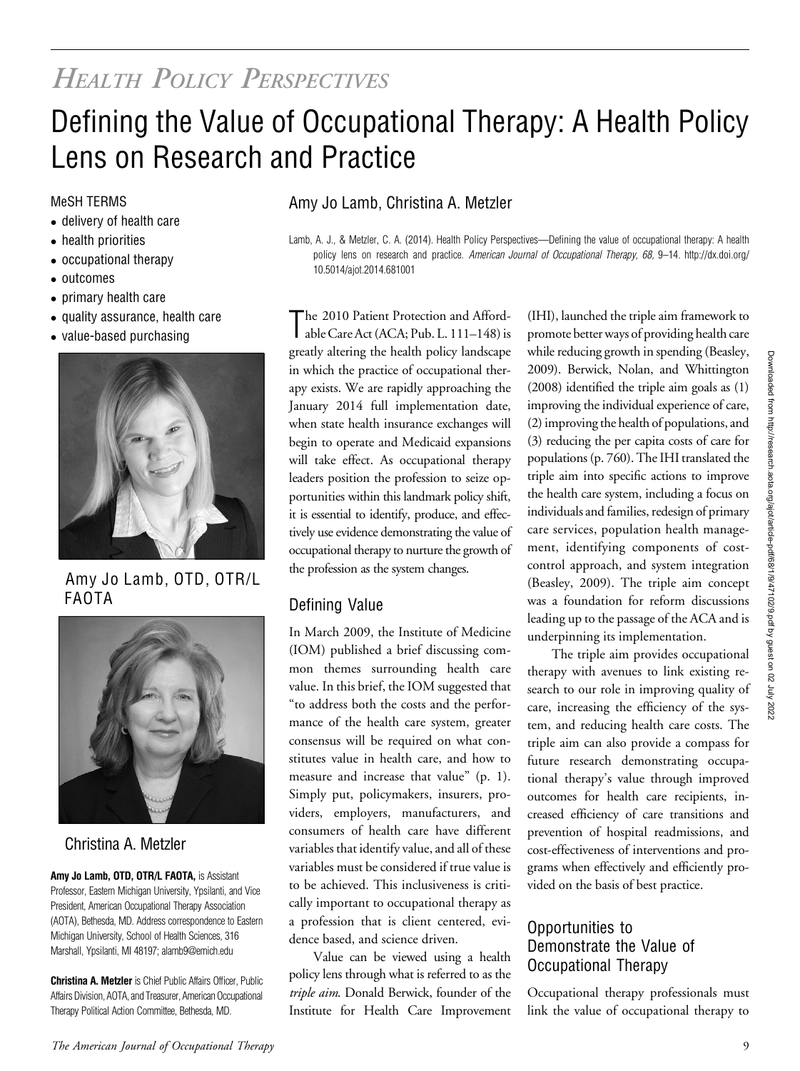*Health Policy Perspectives*

# Defining the Value of Occupational Therapy: A Health Policy Lens on Research and Practice

MeSH TERMS

- delivery of health care
- health priorities
- occupational therapy
- outcomes
- primary health care
- quality assurance, health care
- value-based purchasing

Amy Jo Lamb, OTD, OTR/L FAOTA

Christina A. Metzler

**Amy Jo Lamb, OTD, OTR/L FAOTA,** is Assistant Professor, Eastern Michigan University, Ypsilanti, and Vice President, American Occupational Therapy Association (AOTA), Bethesda, MD. Address correspondence to Eastern Michigan University, School of Health Sciences, 316 Marshall, Ypsilanti, MI 48197; alamb9@emich.edu

**Christina A. Metzler** is Chief Public Affairs Officer, Public Affairs Division, AOTA, and Treasurer, American Occupational Therapy Political Action Committee, Bethesda, MD.

## Amy Jo Lamb, Christina A. Metzler

Lamb, A. J., & Metzler, C. A. (2014). Health Policy Perspectives—Defining the value of occupational therapy: A health policy lens on research and practice. *American Journal of Occupational Therapy, 68,* 9–14. http://dx.doi.org/10.5014/ajot.2014.681001

The 2010 Patient Protection and Affordable Care Act (ACA; Pub. L. 111–148) is greatly altering the health policy landscape in which the practice of occupational therapy exists. We are rapidly approaching the January 2014 full implementation date, when state health insurance exchanges will begin to operate and Medicaid expansions will take effect. As occupational therapy leaders position the profession to seize opportunities within this landmark policy shift, it is essential to identify, produce, and effectively use evidence demonstrating the value of occupational therapy to nurture the growth of the profession as the system changes.

## Defining Value

In March 2009, the Institute of Medicine (IOM) published a brief discussing common themes surrounding health care value. In this brief, the IOM suggested that "to address both the costs and the performance of the health care system, greater consensus will be required on what constitutes value in health care, and how to measure and increase that value" (p. 1). Simply put, policymakers, insurers, providers, employers, manufacturers, and consumers of health care have different variables that identify value, and all of these variables must be considered if true value is to be achieved. This inclusiveness is critically important to occupational therapy as a profession that is client centered, evidence based, and science driven.

Value can be viewed using a health policy lens through what is referred to as the *triple aim*. Donald Berwick, founder of the Institute for Health Care Improvement (IHI), launched the triple aim framework to promote better ways of providing health care while reducing growth in spending (Beasley, 2009). Berwick, Nolan, and Whittington (2008) identified the triple aim goals as (1) improving the individual experience of care, (2) improving the health of populations, and (3) reducing the per capita costs of care for populations (p. 760). The IHI translated the triple aim into specific actions to improve the health care system, including a focus on individuals and families, redesign of primary care services, population health management, identifying components of cost-control approach, and system integration (Beasley, 2009). The triple aim concept was a foundation for reform discussions leading up to the passage of the ACA and is underpinning its implementation.

The triple aim provides occupational therapy with avenues to link existing research to our role in improving quality of care, increasing the efficiency of the system, and reducing health care costs. The triple aim can also provide a compass for future research demonstrating occupational therapy's value through improved outcomes for health care recipients, increased efficiency of care transitions and prevention of hospital readmissions, and cost-effectiveness of interventions and programs when effectively and efficiently provided on the basis of best practice.

## Opportunities to Demonstrate the Value of Occupational Therapy

Occupational therapy professionals must link the value of occupational therapy to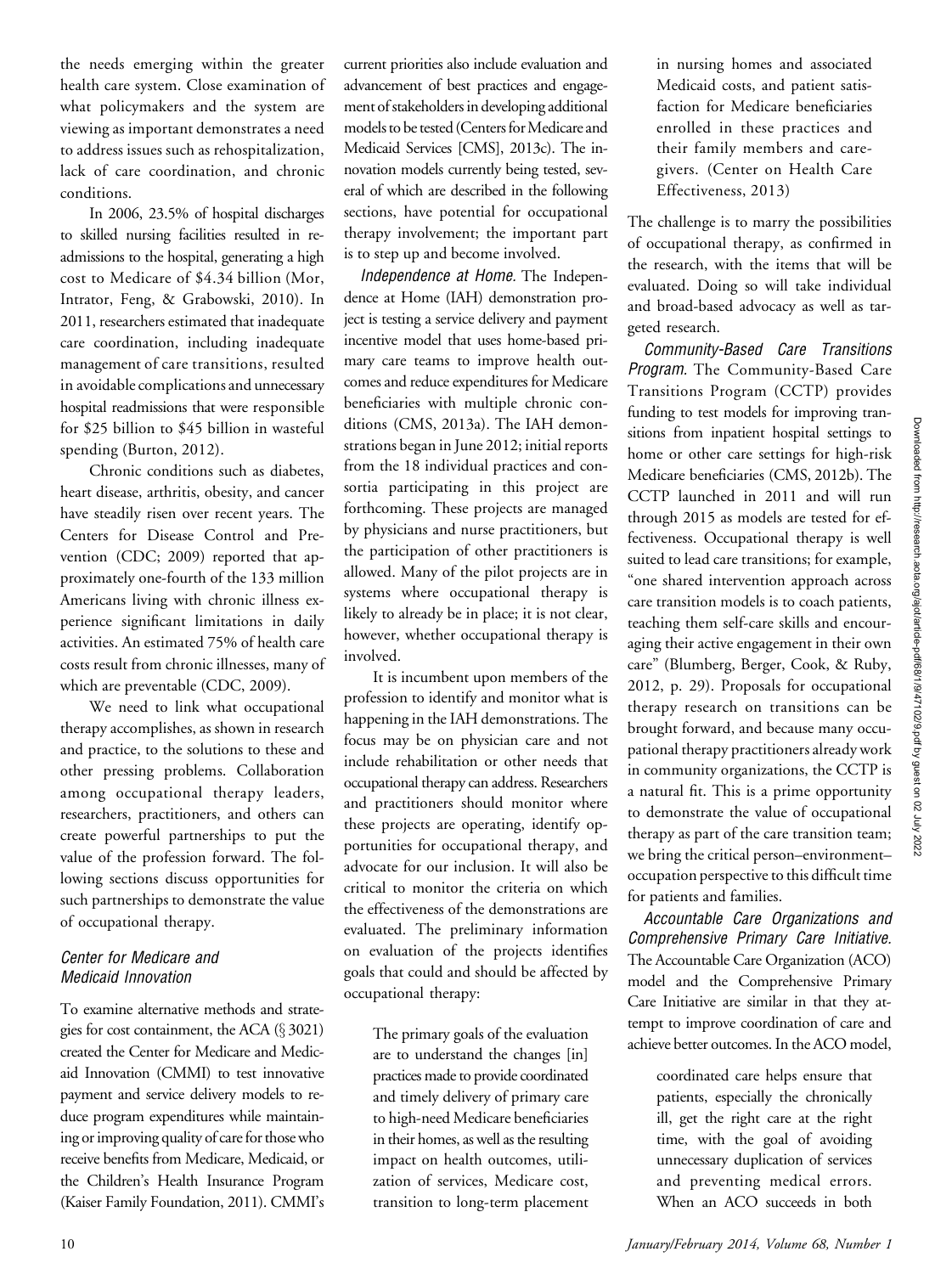the needs emerging within the greater health care system. Close examination of what policymakers and the system are viewing as important demonstrates a need to address issues such as rehospitalization, lack of care coordination, and chronic conditions.

In 2006, 23.5% of hospital discharges to skilled nursing facilities resulted in readmissions to the hospital, generating a high cost to Medicare of $4.34 billion (Mor, Intrator, Feng, & Grabowski, 2010). In 2011, researchers estimated that inadequate care coordination, including inadequate management of care transitions, resulted in avoidable complications and unnecessary hospital readmissions that were responsible for $25 billion to $45 billion in wasteful spending (Burton, 2012).

Chronic conditions such as diabetes, heart disease, arthritis, obesity, and cancer have steadily risen over recent years. The Centers for Disease Control and Prevention (CDC; 2009) reported that approximately one-fourth of the 133 million Americans living with chronic illness experience significant limitations in daily activities. An estimated 75% of health care costs result from chronic illnesses, many of which are preventable (CDC, 2009).

We need to link what occupational therapy accomplishes, as shown in research and practice, to the solutions to these and other pressing problems. Collaboration among occupational therapy leaders, researchers, practitioners, and others can create powerful partnerships to put the value of the profession forward. The following sections discuss opportunities for such partnerships to demonstrate the value of occupational therapy.

### *Center for Medicare and Medicaid Innovation*

To examine alternative methods and strategies for cost containment, the ACA (§ 3021) created the Center for Medicare and Medicaid Innovation (CMMI) to test innovative payment and service delivery models to reduce program expenditures while maintaining or improving quality of care for those who receive benefits from Medicare, Medicaid, or the Children's Health Insurance Program (Kaiser Family Foundation, 2011). CMMI's current priorities also include evaluation and advancement of best practices and engagement of stakeholders in developing additional models to be tested (Centers for Medicare and Medicaid Services [CMS], 2013c). The innovation models currently being tested, several of which are described in the following sections, have potential for occupational therapy involvement; the important part is to step up and become involved.

*Independence at Home.* The Independence at Home (IAH) demonstration project is testing a service delivery and payment incentive model that uses home-based primary care teams to improve health outcomes and reduce expenditures for Medicare beneficiaries with multiple chronic conditions (CMS, 2013a). The IAH demonstrations began in June 2012; initial reports from the 18 individual practices and consortia participating in this project are forthcoming. These projects are managed by physicians and nurse practitioners, but the participation of other practitioners is allowed. Many of the pilot projects are in systems where occupational therapy is likely to already be in place; it is not clear, however, whether occupational therapy is involved.

It is incumbent upon members of the profession to identify and monitor what is happening in the IAH demonstrations. The focus may be on physician care and not include rehabilitation or other needs that occupational therapy can address. Researchers and practitioners should monitor where these projects are operating, identify opportunities for occupational therapy, and advocate for our inclusion. It will also be critical to monitor the criteria on which the effectiveness of the demonstrations are evaluated. The preliminary information on evaluation of the projects identifies goals that could and should be affected by occupational therapy:

> The primary goals of the evaluation are to understand the changes [in] practices made to provide coordinated and timely delivery of primary care to high-need Medicare beneficiaries in their homes, as well as the resulting impact on health outcomes, utilization of services, Medicare cost, transition to long-term placement in nursing homes and associated Medicaid costs, and patient satisfaction for Medicare beneficiaries enrolled in these practices and their family members and caregivers. (Center on Health Care Effectiveness, 2013)

The challenge is to marry the possibilities of occupational therapy, as confirmed in the research, with the items that will be evaluated. Doing so will take individual and broad-based advocacy as well as targeted research.

*Community-Based Care Transitions Program.* The Community-Based Care Transitions Program (CCTP) provides funding to test models for improving transitions from inpatient hospital settings to home or other care settings for high-risk Medicare beneficiaries (CMS, 2012b). The CCTP launched in 2011 and will run through 2015 as models are tested for effectiveness. Occupational therapy is well suited to lead care transitions; for example, "one shared intervention approach across care transition models is to coach patients, teaching them self-care skills and encouraging their active engagement in their own care" (Blumberg, Berger, Cook, & Ruby, 2012, p. 29). Proposals for occupational therapy research on transitions can be brought forward, and because many occupational therapy practitioners already work in community organizations, the CCTP is a natural fit. This is a prime opportunity to demonstrate the value of occupational therapy as part of the care transition team; we bring the critical person–environment–occupation perspective to this difficult time for patients and families.

*Accountable Care Organizations and Comprehensive Primary Care Initiative.* The Accountable Care Organization (ACO) model and the Comprehensive Primary Care Initiative are similar in that they attempt to improve coordination of care and achieve better outcomes. In the ACO model,

> coordinated care helps ensure that patients, especially the chronically ill, get the right care at the right time, with the goal of avoiding unnecessary duplication of services and preventing medical errors. When an ACO succeeds in both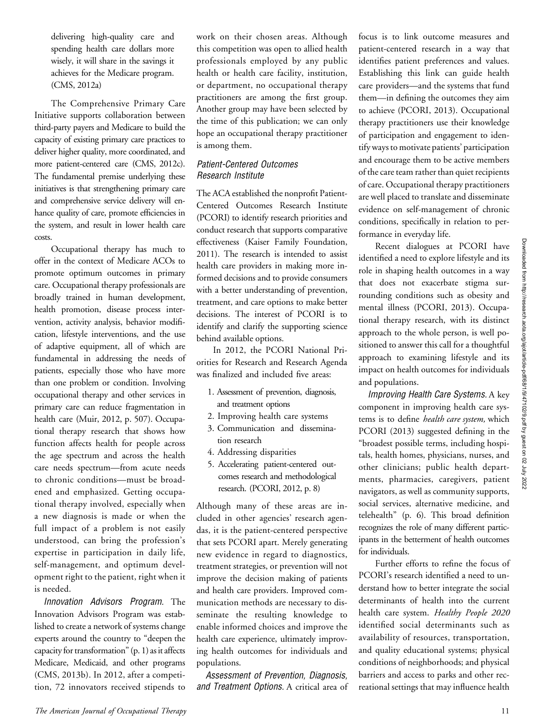> delivering high-quality care and spending health care dollars more wisely, it will share in the savings it achieves for the Medicare program. (CMS, 2012a)

The Comprehensive Primary Care Initiative supports collaboration between third-party payers and Medicare to build the capacity of existing primary care practices to deliver higher quality, more coordinated, and more patient-centered care (CMS, 2012c). The fundamental premise underlying these initiatives is that strengthening primary care and comprehensive service delivery will enhance quality of care, promote efficiencies in the system, and result in lower health care costs.

Occupational therapy has much to offer in the context of Medicare ACOs to promote optimum outcomes in primary care. Occupational therapy professionals are broadly trained in human development, health promotion, disease process intervention, activity analysis, behavior modification, lifestyle interventions, and the use of adaptive equipment, all of which are fundamental in addressing the needs of patients, especially those who have more than one problem or condition. Involving occupational therapy and other services in primary care can reduce fragmentation in health care (Muir, 2012, p. 507). Occupational therapy research that shows how function affects health for people across the age spectrum and across the health care needs spectrum—from acute needs to chronic conditions—must be broadened and emphasized. Getting occupational therapy involved, especially when a new diagnosis is made or when the full impact of a problem is not easily understood, can bring the profession's expertise in participation in daily life, self-management, and optimum development right to the patient, right when it is needed.

*Innovation Advisors Program.* The Innovation Advisors Program was established to create a network of systems change experts around the country to "deepen the capacity for transformation" (p. 1) as it affects Medicare, Medicaid, and other programs (CMS, 2013b). In 2012, after a competition, 72 innovators received stipends to work on their chosen areas. Although this competition was open to allied health professionals employed by any public health or health care facility, institution, or department, no occupational therapy practitioners are among the first group. Another group may have been selected by the time of this publication; we can only hope an occupational therapy practitioner is among them.

### *Patient-Centered Outcomes Research Institute*

The ACA established the nonprofit Patient-Centered Outcomes Research Institute (PCORI) to identify research priorities and conduct research that supports comparative effectiveness (Kaiser Family Foundation, 2011). The research is intended to assist health care providers in making more informed decisions and to provide consumers with a better understanding of prevention, treatment, and care options to make better decisions. The interest of PCORI is to identify and clarify the supporting science behind available options.

In 2012, the PCORI National Priorities for Research and Research Agenda was finalized and included five areas:

1. Assessment of prevention, diagnosis, and treatment options
2. Improving health care systems
3. Communication and dissemination research
4. Addressing disparities
5. Accelerating patient-centered outcomes research and methodological research. (PCORI, 2012, p. 8)

Although many of these areas are included in other agencies' research agendas, it is the patient-centered perspective that sets PCORI apart. Merely generating new evidence in regard to diagnostics, treatment strategies, or prevention will not improve the decision making of patients and health care providers. Improved communication methods are necessary to disseminate the resulting knowledge to enable informed choices and improve the health care experience, ultimately improving health outcomes for individuals and populations.

*Assessment of Prevention, Diagnosis, and Treatment Options.* A critical area of focus is to link outcome measures and patient-centered research in a way that identifies patient preferences and values. Establishing this link can guide health care providers—and the systems that fund them—in defining the outcomes they aim to achieve (PCORI, 2013). Occupational therapy practitioners use their knowledge of participation and engagement to identify ways to motivate patients' participation and encourage them to be active members of the care team rather than quiet recipients of care. Occupational therapy practitioners are well placed to translate and disseminate evidence on self-management of chronic conditions, specifically in relation to performance in everyday life.

Recent dialogues at PCORI have identified a need to explore lifestyle and its role in shaping health outcomes in a way that does not exacerbate stigma surrounding conditions such as obesity and mental illness (PCORI, 2013). Occupational therapy research, with its distinct approach to the whole person, is well positioned to answer this call for a thoughtful approach to examining lifestyle and its impact on health outcomes for individuals and populations.

*Improving Health Care Systems.* A key component in improving health care systems is to define *health care system,* which PCORI (2013) suggested defining in the "broadest possible terms, including hospitals, health homes, physicians, nurses, and other clinicians; public health departments, pharmacies, caregivers, patient navigators, as well as community supports, social services, alternative medicine, and telehealth" (p. 6). This broad definition recognizes the role of many different participants in the betterment of health outcomes for individuals.

Further efforts to refine the focus of PCORI's research identified a need to understand how to better integrate the social determinants of health into the current health care system. *Healthy People 2020* identified social determinants such as availability of resources, transportation, and quality educational systems; physical conditions of neighborhoods; and physical barriers and access to parks and other recreational settings that may influence health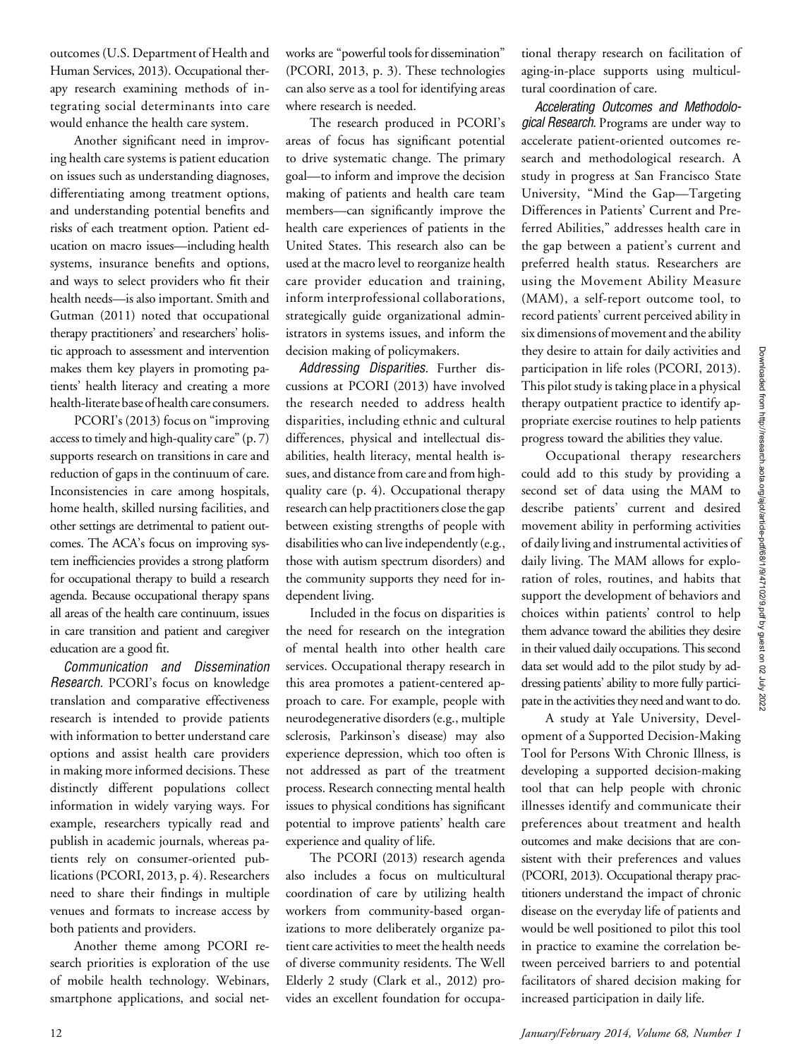outcomes (U.S. Department of Health and Human Services, 2013). Occupational therapy research examining methods of integrating social determinants into care would enhance the health care system.

Another significant need in improving health care systems is patient education on issues such as understanding diagnoses, differentiating among treatment options, and understanding potential benefits and risks of each treatment option. Patient education on macro issues—including health systems, insurance benefits and options, and ways to select providers who fit their health needs—is also important. Smith and Gutman (2011) noted that occupational therapy practitioners' and researchers' holistic approach to assessment and intervention makes them key players in promoting patients' health literacy and creating a more health-literate base of health care consumers.

PCORI's (2013) focus on "improving access to timely and high-quality care" (p. 7) supports research on transitions in care and reduction of gaps in the continuum of care. Inconsistencies in care among hospitals, home health, skilled nursing facilities, and other settings are detrimental to patient outcomes. The ACA's focus on improving system inefficiencies provides a strong platform for occupational therapy to build a research agenda. Because occupational therapy spans all areas of the health care continuum, issues in care transition and patient and caregiver education are a good fit.

*Communication and Dissemination Research.* PCORI's focus on knowledge translation and comparative effectiveness research is intended to provide patients with information to better understand care options and assist health care providers in making more informed decisions. These distinctly different populations collect information in widely varying ways. For example, researchers typically read and publish in academic journals, whereas patients rely on consumer-oriented publications (PCORI, 2013, p. 4). Researchers need to share their findings in multiple venues and formats to increase access by both patients and providers.

Another theme among PCORI research priorities is exploration of the use of mobile health technology. Webinars, smartphone applications, and social networks are "powerful tools for dissemination" (PCORI, 2013, p. 3). These technologies can also serve as a tool for identifying areas where research is needed.

The research produced in PCORI's areas of focus has significant potential to drive systematic change. The primary goal—to inform and improve the decision making of patients and health care team members—can significantly improve the health care experiences of patients in the United States. This research also can be used at the macro level to reorganize health care provider education and training, inform interprofessional collaborations, strategically guide organizational administrators in systems issues, and inform the decision making of policymakers.

*Addressing Disparities.* Further discussions at PCORI (2013) have involved the research needed to address health disparities, including ethnic and cultural differences, physical and intellectual disabilities, health literacy, mental health issues, and distance from care and from high-quality care (p. 4). Occupational therapy research can help practitioners close the gap between existing strengths of people with disabilities who can live independently (e.g., those with autism spectrum disorders) and the community supports they need for independent living.

Included in the focus on disparities is the need for research on the integration of mental health into other health care services. Occupational therapy research in this area promotes a patient-centered approach to care. For example, people with neurodegenerative disorders (e.g., multiple sclerosis, Parkinson's disease) may also experience depression, which too often is not addressed as part of the treatment process. Research connecting mental health issues to physical conditions has significant potential to improve patients' health care experience and quality of life.

The PCORI (2013) research agenda also includes a focus on multicultural coordination of care by utilizing health workers from community-based organizations to more deliberately organize patient care activities to meet the health needs of diverse community residents. The Well Elderly 2 study (Clark et al., 2012) provides an excellent foundation for occupational therapy research on facilitation of aging-in-place supports using multicultural coordination of care.

*Accelerating Outcomes and Methodological Research.* Programs are under way to accelerate patient-oriented outcomes research and methodological research. A study in progress at San Francisco State University, "Mind the Gap—Targeting Differences in Patients' Current and Preferred Abilities," addresses health care in the gap between a patient's current and preferred health status. Researchers are using the Movement Ability Measure (MAM), a self-report outcome tool, to record patients' current perceived ability in six dimensions of movement and the ability they desire to attain for daily activities and participation in life roles (PCORI, 2013). This pilot study is taking place in a physical therapy outpatient practice to identify appropriate exercise routines to help patients progress toward the abilities they value.

Occupational therapy researchers could add to this study by providing a second set of data using the MAM to describe patients' current and desired movement ability in performing activities of daily living and instrumental activities of daily living. The MAM allows for exploration of roles, routines, and habits that support the development of behaviors and choices within patients' control to help them advance toward the abilities they desire in their valued daily occupations. This second data set would add to the pilot study by addressing patients' ability to more fully participate in the activities they need and want to do.

A study at Yale University, Development of a Supported Decision-Making Tool for Persons With Chronic Illness, is developing a supported decision-making tool that can help people with chronic illnesses identify and communicate their preferences about treatment and health outcomes and make decisions that are consistent with their preferences and values (PCORI, 2013). Occupational therapy practitioners understand the impact of chronic disease on the everyday life of patients and would be well positioned to pilot this tool in practice to examine the correlation between perceived barriers to and potential facilitators of shared decision making for increased participation in daily life.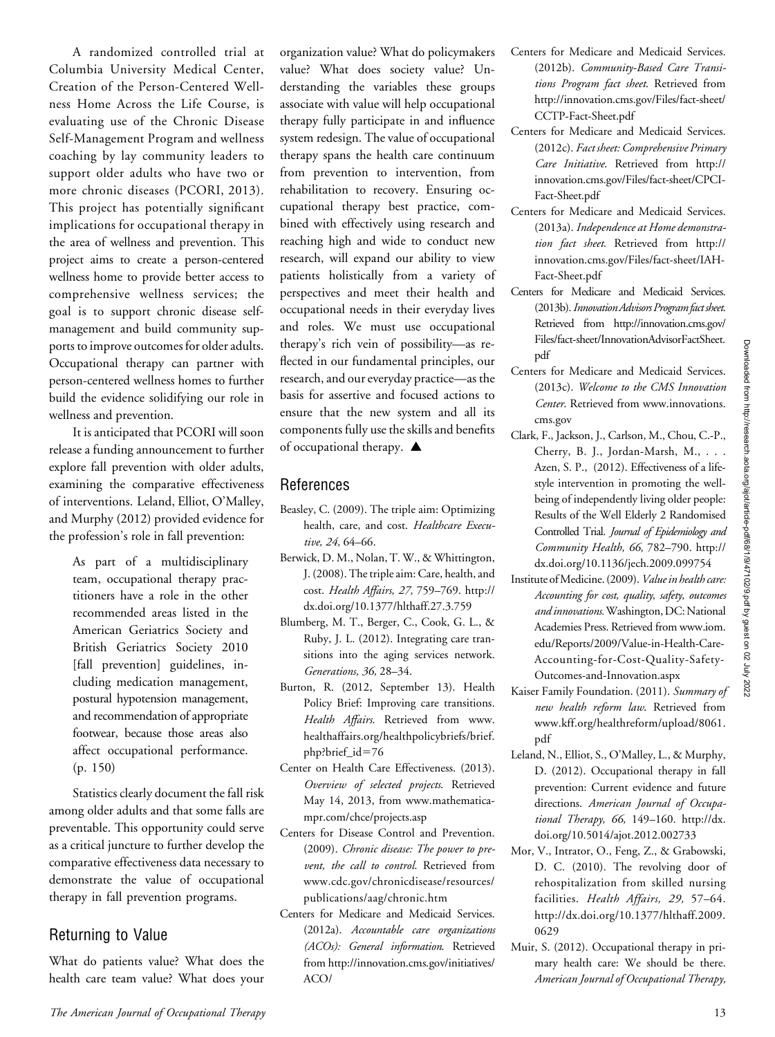A randomized controlled trial at Columbia University Medical Center, Creation of the Person-Centered Wellness Home Across the Life Course, is evaluating use of the Chronic Disease Self-Management Program and wellness coaching by lay community leaders to support older adults who have two or more chronic diseases (PCORI, 2013). This project has potentially significant implications for occupational therapy in the area of wellness and prevention. This project aims to create a person-centered wellness home to provide better access to comprehensive wellness services; the goal is to support chronic disease self-management and build community supports to improve outcomes for older adults. Occupational therapy can partner with person-centered wellness homes to further build the evidence solidifying our role in wellness and prevention.

It is anticipated that PCORI will soon release a funding announcement to further explore fall prevention with older adults, examining the comparative effectiveness of interventions. Leland, Elliot, O'Malley, and Murphy (2012) provided evidence for the profession's role in fall prevention:

> As part of a multidisciplinary team, occupational therapy practitioners have a role in the other recommended areas listed in the American Geriatrics Society and British Geriatrics Society 2010 [fall prevention] guidelines, including medication management, postural hypotension management, and recommendation of appropriate footwear, because those areas also affect occupational performance. (p. 150)

Statistics clearly document the fall risk among older adults and that some falls are preventable. This opportunity could serve as a critical juncture to further develop the comparative effectiveness data necessary to demonstrate the value of occupational therapy in fall prevention programs.

## Returning to Value

What do patients value? What does the health care team value? What does your organization value? What do policymakers value? What does society value? Understanding the variables these groups associate with value will help occupational therapy fully participate in and influence system redesign. The value of occupational therapy spans the health care continuum from prevention to intervention, from rehabilitation to recovery. Ensuring occupational therapy best practice, combined with effectively using research and reaching high and wide to conduct new research, will expand our ability to view patients holistically from a variety of perspectives and meet their health and occupational needs in their everyday lives and roles. We must use occupational therapy's rich vein of possibility—as reflected in our fundamental principles, our research, and our everyday practice—as the basis for assertive and focused actions to ensure that the new system and all its components fully use the skills and benefits of occupational therapy. ▲

## References

Beasley, C. (2009). The triple aim: Optimizing health, care, and cost. *Healthcare Executive, 24,* 64–66.

Berwick, D. M., Nolan, T. W., & Whittington, J. (2008). The triple aim: Care, health, and cost. *Health Affairs, 27,* 759–769. http://dx.doi.org/10.1377/hlthaff.27.3.759

Blumberg, M. T., Berger, C., Cook, G. L., & Ruby, J. L. (2012). Integrating care transitions into the aging services network. *Generations, 36,* 28–34.

Burton, R. (2012, September 13). Health Policy Brief: Improving care transitions. *Health Affairs*. Retrieved from www.healthaffairs.org/healthpolicybriefs/brief.php?brief_id=76

Center on Health Care Effectiveness. (2013). *Overview of selected projects.* Retrieved May 14, 2013, from www.mathematica-mpr.com/chce/projects.asp

Centers for Disease Control and Prevention. (2009). *Chronic disease: The power to prevent, the call to control.* Retrieved from www.cdc.gov/chronicdisease/resources/publications/aag/chronic.htm

Centers for Medicare and Medicaid Services. (2012a). *Accountable care organizations (ACOs): General information.* Retrieved from http://innovation.cms.gov/initiatives/ACO/

Centers for Medicare and Medicaid Services. (2012b). *Community-Based Care Transitions Program fact sheet.* Retrieved from http://innovation.cms.gov/Files/fact-sheet/CCTP-Fact-Sheet.pdf

Centers for Medicare and Medicaid Services. (2012c). *Fact sheet: Comprehensive Primary Care Initiative.* Retrieved from http://innovation.cms.gov/Files/fact-sheet/CPCI-Fact-Sheet.pdf

Centers for Medicare and Medicaid Services. (2013a). *Independence at Home demonstration fact sheet.* Retrieved from http://innovation.cms.gov/Files/fact-sheet/IAH-Fact-Sheet.pdf

Centers for Medicare and Medicaid Services. (2013b). *Innovation Advisors Program fact sheet.* Retrieved from http://innovation.cms.gov/Files/fact-sheet/InnovationAdvisorFactSheet.pdf

Centers for Medicare and Medicaid Services. (2013c). *Welcome to the CMS Innovation Center.* Retrieved from www.innovations.cms.gov

Clark, F., Jackson, J., Carlson, M., Chou, C.-P., Cherry, B. J., Jordan-Marsh, M., . . . Azen, S. P., (2012). Effectiveness of a lifestyle intervention in promoting the well-being of independently living older people: Results of the Well Elderly 2 Randomised Controlled Trial. *Journal of Epidemiology and Community Health, 66,* 782–790. http://dx.doi.org/10.1136/jech.2009.099754

Institute of Medicine. (2009). *Value in health care: Accounting for cost, quality, safety, outcomes and innovations.* Washington, DC: National Academies Press. Retrieved from www.iom.edu/Reports/2009/Value-in-Health-Care-Accounting-for-Cost-Quality-Safety-Outcomes-and-Innovation.aspx

Kaiser Family Foundation. (2011). *Summary of new health reform law.* Retrieved from www.kff.org/healthreform/upload/8061.pdf

Leland, N., Elliot, S., O'Malley, L., & Murphy, D. (2012). Occupational therapy in fall prevention: Current evidence and future directions. *American Journal of Occupational Therapy, 66,* 149–160. http://dx.doi.org/10.5014/ajot.2012.002733

Mor, V., Intrator, O., Feng, Z., & Grabowski, D. C. (2010). The revolving door of rehospitalization from skilled nursing facilities. *Health Affairs, 29,* 57–64. http://dx.doi.org/10.1377/hlthaff.2009.0629

Muir, S. (2012). Occupational therapy in primary health care: We should be there. *American Journal of Occupational Therapy,*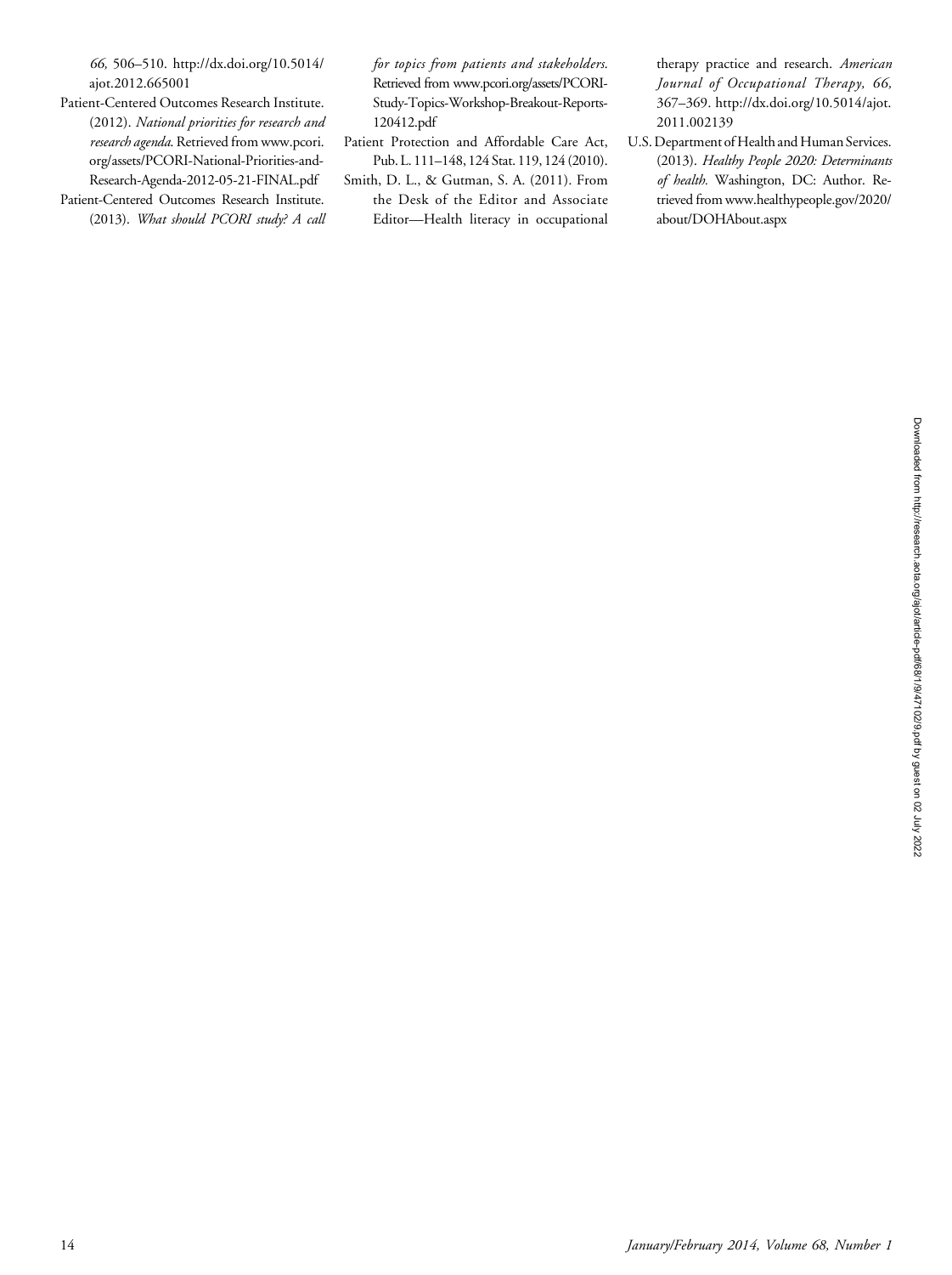*66,* 506–510. http://dx.doi.org/10.5014/ajot.2012.665001

Patient-Centered Outcomes Research Institute. (2012). *National priorities for research and research agenda.* Retrieved from www.pcori.org/assets/PCORI-National-Priorities-and-Research-Agenda-2012-05-21-FINAL.pdf

Patient-Centered Outcomes Research Institute. (2013). *What should PCORI study? A call for topics from patients and stakeholders.* Retrieved from www.pcori.org/assets/PCORI-Study-Topics-Workshop-Breakout-Reports-120412.pdf

Patient Protection and Affordable Care Act, Pub. L. 111–148, 124 Stat. 119, 124 (2010).

Smith, D. L., & Gutman, S. A. (2011). From the Desk of the Editor and Associate Editor—Health literacy in occupational therapy practice and research. *American Journal of Occupational Therapy, 66,* 367–369. http://dx.doi.org/10.5014/ajot.2011.002139

U.S. Department of Health and Human Services. (2013). *Healthy People 2020: Determinants of health.* Washington, DC: Author. Retrieved from www.healthypeople.gov/2020/about/DOHAbout.aspx